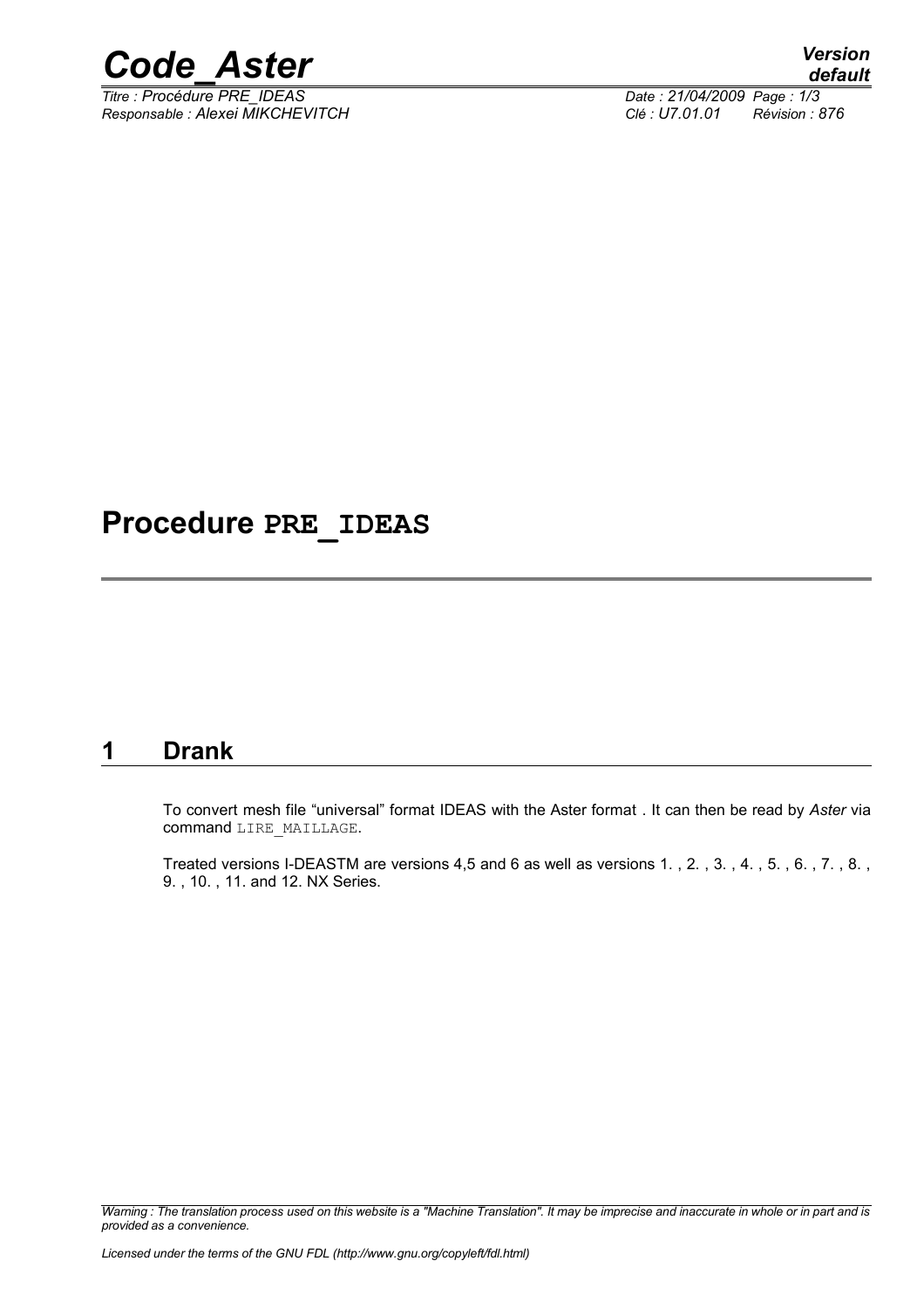# Procedure **PRE_IDEAS**

## 1 Drank

To convert mesh file “universal” format IDEAS with the Aster format . It can then be read by *Aster* via command LIRE_MAILLAGE.

Treated versions I-DEASTM are versions 4,5 and 6 as well as versions 1. , 2. , 3. , 4. , 5. , 6. , 7. , 8. , 9. , 10. , 11. and 12. NX Series.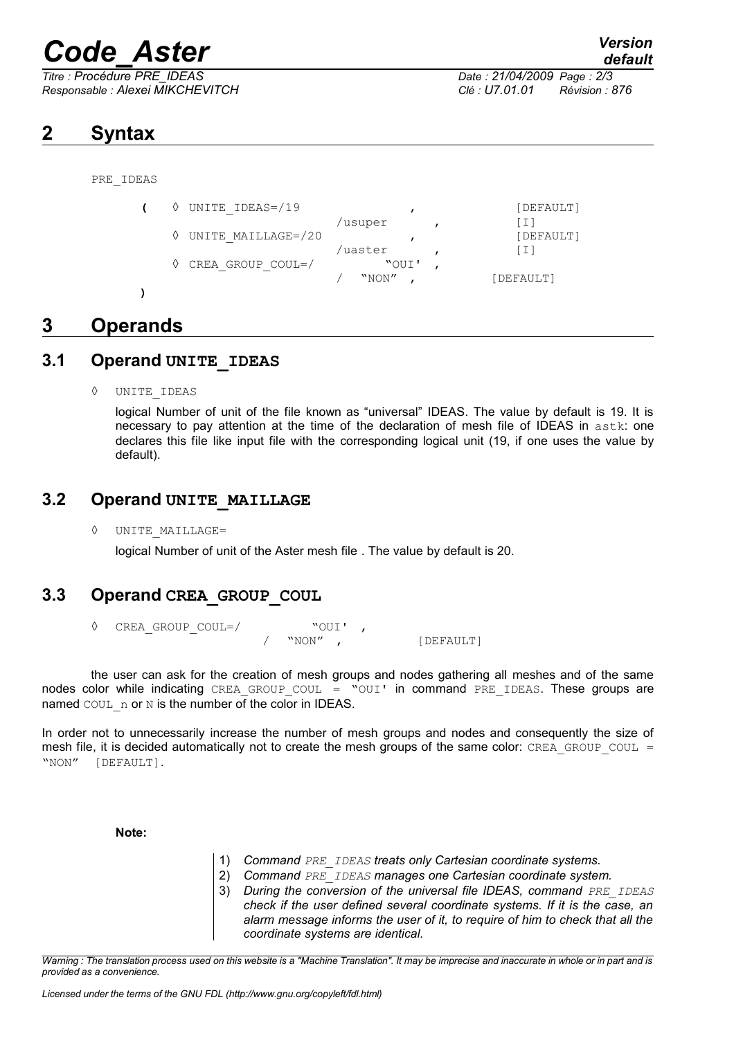# 2 Syntax

```
PRE_IDEAS

    (   ◊ UNITE_IDEAS=/19                    ,               [DEFAULT]
                        /usuper          ,               [I]
        ◊ UNITE_MAILLAGE=/20                 ,               [DEFAULT]
                        /uaster          ,               [I]
        ◊ CREA_GROUP_COUL=/          "OUI' ,
                        /   "NON" ,                 [DEFAULT]
    )
```

# 3 Operands

## 3.1 Operand UNITE_IDEAS

◊ UNITE_IDEAS

logical Number of unit of the file known as "universal" IDEAS. The value by default is 19. It is necessary to pay attention at the time of the declaration of mesh file of IDEAS in astk: one declares this file like input file with the corresponding logical unit (19, if one uses the value by default).

## 3.2 Operand UNITE_MAILLAGE

◊ UNITE_MAILLAGE=

logical Number of unit of the Aster mesh file . The value by default is 20.

## 3.3 Operand CREA_GROUP_COUL

```
◊ CREA_GROUP_COUL=/          "OUI' ,
                        /   "NON" ,            [DEFAULT]
```

the user can ask for the creation of mesh groups and nodes gathering all meshes and of the same nodes color while indicating CREA_GROUP_COUL = "OUI' in command PRE_IDEAS. These groups are named COUL_n or N is the number of the color in IDEAS.

In order not to unnecessarily increase the number of mesh groups and nodes and consequently the size of mesh file, it is decided automatically not to create the mesh groups of the same color: CREA_GROUP_COUL = "NON" [DEFAULT].

**Note:**

1) *Command PRE_IDEAS treats only Cartesian coordinate systems.*
2) *Command PRE_IDEAS manages one Cartesian coordinate system.*
3) *During the conversion of the universal file IDEAS, command PRE_IDEAS check if the user defined several coordinate systems. If it is the case, an alarm message informs the user of it, to require of him to check that all the coordinate systems are identical.*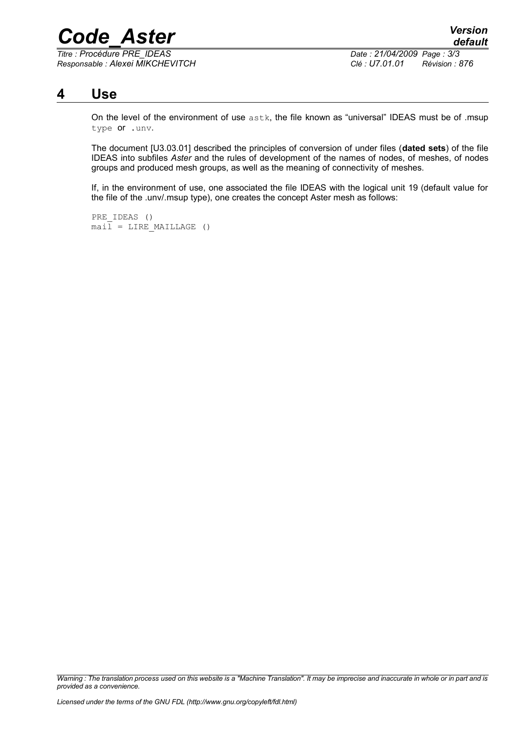# 4 Use

On the level of the environment of use astk, the file known as "universal" IDEAS must be of .msup type or .unv.

The document [U3.03.01] described the principles of conversion of under files (**dated sets**) of the file IDEAS into subfiles *Aster* and the rules of development of the names of nodes, of meshes, of nodes groups and produced mesh groups, as well as the meaning of connectivity of meshes.

If, in the environment of use, one associated the file IDEAS with the logical unit 19 (default value for the file of the .unv/.msup type), one creates the concept Aster mesh as follows:

```
PRE_IDEAS ()
mail = LIRE_MAILLAGE ()
```

*Warning : The translation process used on this website is a "Machine Translation". It may be imprecise and inaccurate in whole or in part and is provided as a convenience.*

*Licensed under the terms of the GNU FDL (http://www.gnu.org/copyleft/fdl.html)*